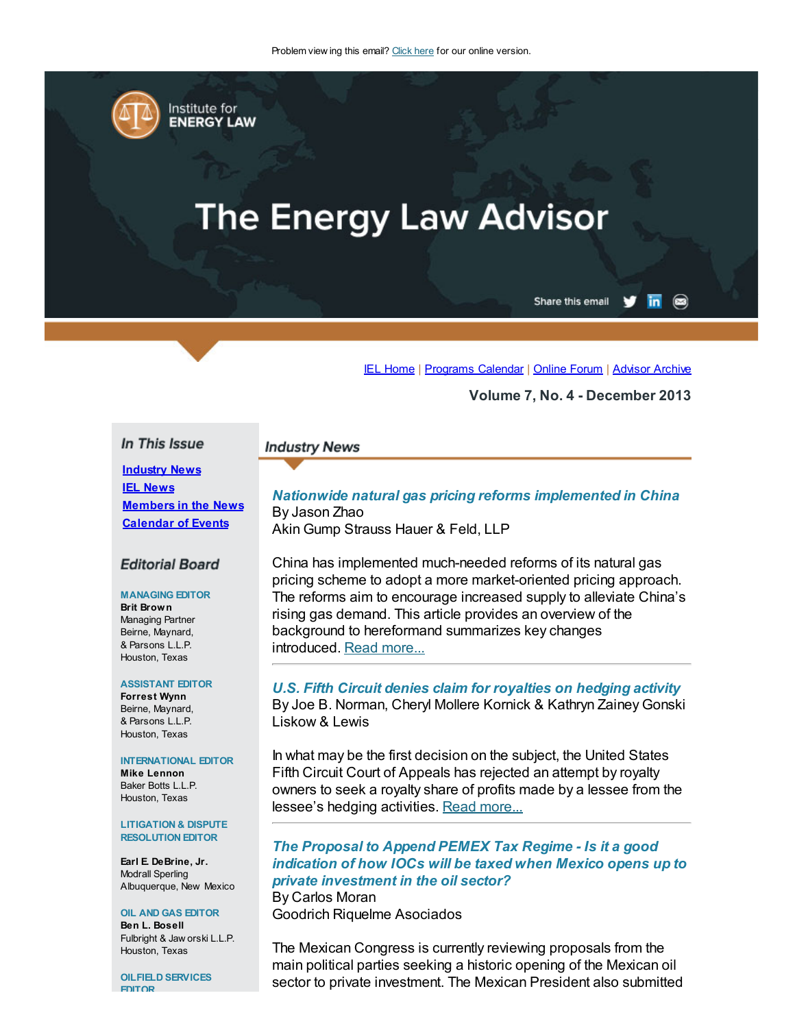Problem viewing this email? Click here for our online version.

Institute for ENERGY LAW

# The Energy Law Advisor

Share this email

IEL Home | Programs Calendar | Online Forum | Advisor Archive

**Volume 7, No. 4 - December 2013**

## In This Issue

- **Industry News**
- **IEL News**
- **Members in the News**
- **Calendar of Events**

## Editorial Board

MANAGING EDITOR
**Brit Brown**
Managing Partner
Beirne, Maynard, & Parsons L.L.P.
Houston, Texas

ASSISTANT EDITOR
**Forrest Wynn**
Beirne, Maynard, & Parsons L.L.P.
Houston, Texas

INTERNATIONAL EDITOR
**Mike Lennon**
Baker Botts L.L.P.
Houston, Texas

LITIGATION & DISPUTE RESOLUTION EDITOR
**Earl E. DeBrine, Jr.**
Modrall Sperling
Albuquerque, New Mexico

OIL AND GAS EDITOR
**Ben L. Bosell**
Fulbright & Jaworski L.L.P.
Houston, Texas

OILFIELD SERVICES EDITOR

## Industry News

### *Nationwide natural gas pricing reforms implemented in China*

By Jason Zhao
Akin Gump Strauss Hauer & Feld, LLP

China has implemented much-needed reforms of its natural gas pricing scheme to adopt a more market-oriented pricing approach. The reforms aim to encourage increased supply to alleviate China's rising gas demand. This article provides an overview of the background to hereformand summarizes key changes introduced. Read more...

### *U.S. Fifth Circuit denies claim for royalties on hedging activity*

By Joe B. Norman, Cheryl Mollere Kornick & Kathryn Zainey Gonski
Liskow & Lewis

In what may be the first decision on the subject, the United States Fifth Circuit Court of Appeals has rejected an attempt by royalty owners to seek a royalty share of profits made by a lessee from the lessee's hedging activities. Read more...

### *The Proposal to Append PEMEX Tax Regime - Is it a good indication of how IOCs will be taxed when Mexico opens up to private investment in the oil sector?*

By Carlos Moran
Goodrich Riquelme Asociados

The Mexican Congress is currently reviewing proposals from the main political parties seeking a historic opening of the Mexican oil sector to private investment. The Mexican President also submitted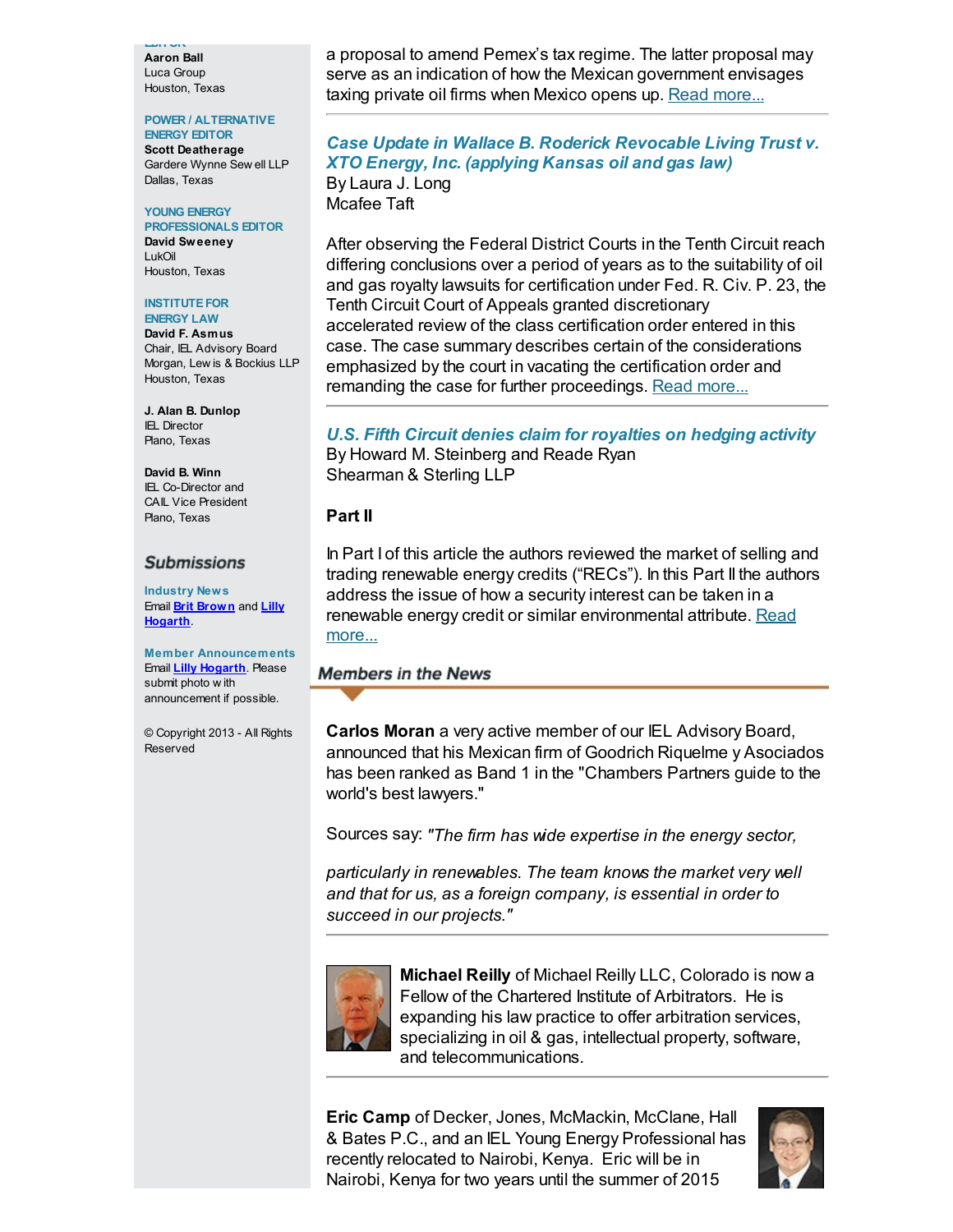**Aaron Ball**
Luca Group
Houston, Texas

POWER / ALTERNATIVE ENERGY EDITOR
**Scott Deatherage**
Gardere Wynne Sewell LLP
Dallas, Texas

YOUNG ENERGY PROFESSIONALS EDITOR
**David Sweeney**
LukOil
Houston, Texas

INSTITUTE FOR ENERGY LAW
**David F. Asmus**
Chair, IEL Advisory Board
Morgan, Lewis & Bockius LLP
Houston, Texas

**J. Alan B. Dunlop**
IEL Director
Plano, Texas

**David B. Winn**
IEL Co-Director and
CAIL Vice President
Plano, Texas

## Submissions

**Industry News**
Email Brit Brown and Lilly Hogarth.

**Member Announcements**
Email Lilly Hogarth. Please submit photo with announcement if possible.

© Copyright 2013 - All Rights Reserved

a proposal to amend Pemex's tax regime. The latter proposal may serve as an indication of how the Mexican government envisages taxing private oil firms when Mexico opens up. Read more...

### *Case Update in Wallace B. Roderick Revocable Living Trust v. XTO Energy, Inc. (applying Kansas oil and gas law)*

By Laura J. Long
Mcafee Taft

After observing the Federal District Courts in the Tenth Circuit reach differing conclusions over a period of years as to the suitability of oil and gas royalty lawsuits for certification under Fed. R. Civ. P. 23, the Tenth Circuit Court of Appeals granted discretionary accelerated review of the class certification order entered in this case. The case summary describes certain of the considerations emphasized by the court in vacating the certification order and remanding the case for further proceedings. Read more...

### *U.S. Fifth Circuit denies claim for royalties on hedging activity*

By Howard M. Steinberg and Reade Ryan
Shearman & Sterling LLP

**Part II**

In Part I of this article the authors reviewed the market of selling and trading renewable energy credits ("RECs"). In this Part II the authors address the issue of how a security interest can be taken in a renewable energy credit or similar environmental attribute. Read more...

## Members in the News

**Carlos Moran** a very active member of our IEL Advisory Board, announced that his Mexican firm of Goodrich Riquelme y Asociados has been ranked as Band 1 in the "Chambers Partners guide to the world's best lawyers."

Sources say: *"The firm has wide expertise in the energy sector,*

*particularly in renewables. The team knows the market very well and that for us, as a foreign company, is essential in order to succeed in our projects."*

**Michael Reilly** of Michael Reilly LLC, Colorado is now a Fellow of the Chartered Institute of Arbitrators. He is expanding his law practice to offer arbitration services, specializing in oil & gas, intellectual property, software, and telecommunications.

**Eric Camp** of Decker, Jones, McMackin, McClane, Hall & Bates P.C., and an IEL Young Energy Professional has recently relocated to Nairobi, Kenya. Eric will be in Nairobi, Kenya for two years until the summer of 2015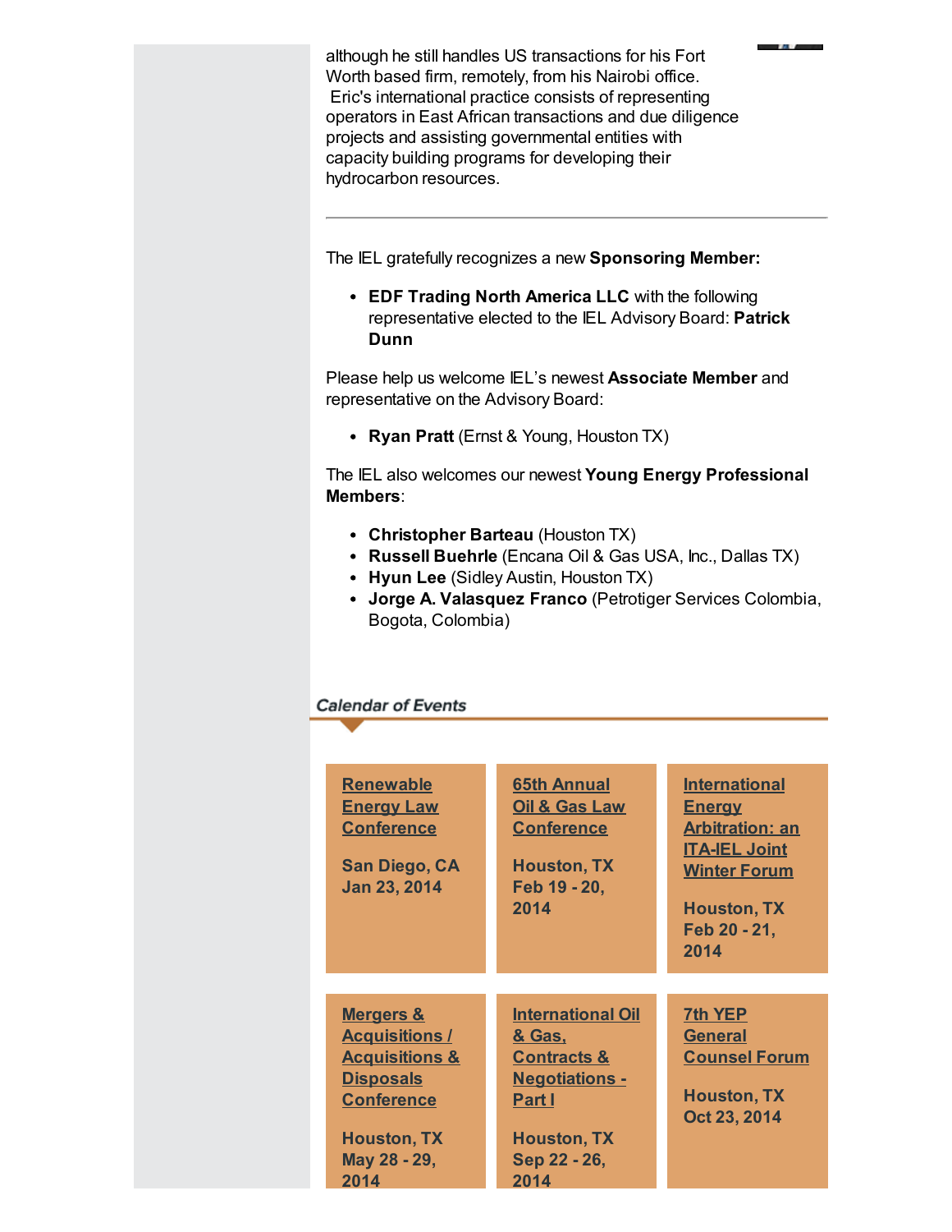although he still handles US transactions for his Fort Worth based firm, remotely, from his Nairobi office. Eric's international practice consists of representing operators in East African transactions and due diligence projects and assisting governmental entities with capacity building programs for developing their hydrocarbon resources.

---

The IEL gratefully recognizes a new **Sponsoring Member:**

- **EDF Trading North America LLC** with the following representative elected to the IEL Advisory Board: **Patrick Dunn**

Please help us welcome IEL's newest **Associate Member** and representative on the Advisory Board:

- **Ryan Pratt** (Ernst & Young, Houston TX)

The IEL also welcomes our newest **Young Energy Professional Members**:

- **Christopher Barteau** (Houston TX)
- **Russell Buehrle** (Encana Oil & Gas USA, Inc., Dallas TX)
- **Hyun Lee** (Sidley Austin, Houston TX)
- **Jorge A. Valasquez Franco** (Petrotiger Services Colombia, Bogota, Colombia)

## Calendar of Events

**Renewable Energy Law Conference**
**San Diego, CA**
**Jan 23, 2014**

**65th Annual Oil & Gas Law Conference**
**Houston, TX**
**Feb 19 - 20, 2014**

**International Energy Arbitration: an ITA-IEL Joint Winter Forum**
**Houston, TX**
**Feb 20 - 21, 2014**

**Mergers & Acquisitions / Acquisitions & Disposals Conference**
**Houston, TX**
**May 28 - 29, 2014**

**International Oil & Gas, Contracts & Negotiations - Part I**
**Houston, TX**
**Sep 22 - 26, 2014**

**7th YEP General Counsel Forum**
**Houston, TX**
**Oct 23, 2014**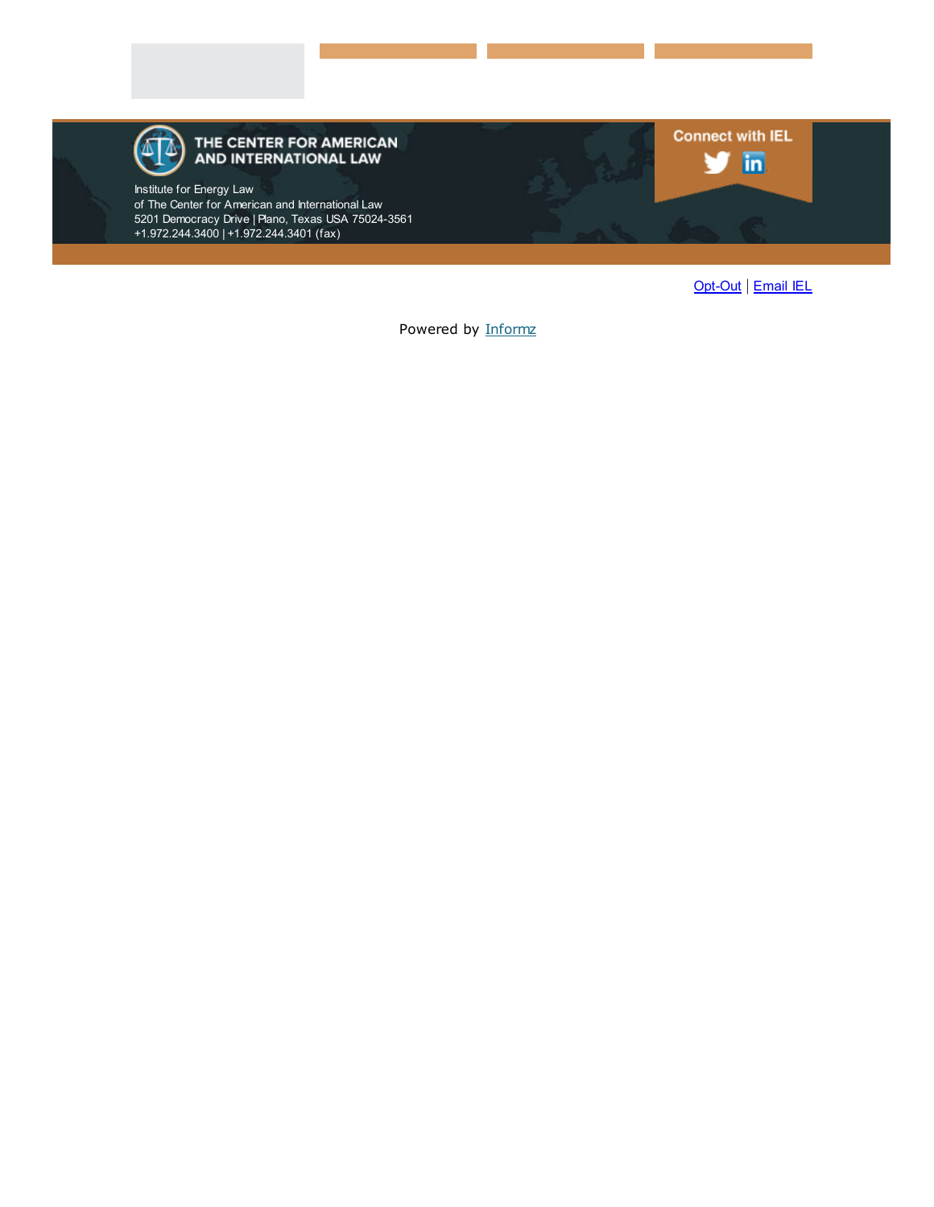THE CENTER FOR AMERICAN AND INTERNATIONAL LAW

Institute for Energy Law
of The Center for American and International Law
5201 Democracy Drive | Plano, Texas USA 75024-3561
+1.972.244.3400 | +1.972.244.3401 (fax)

Connect with IEL

Opt-Out | Email IEL

Powered by Informz